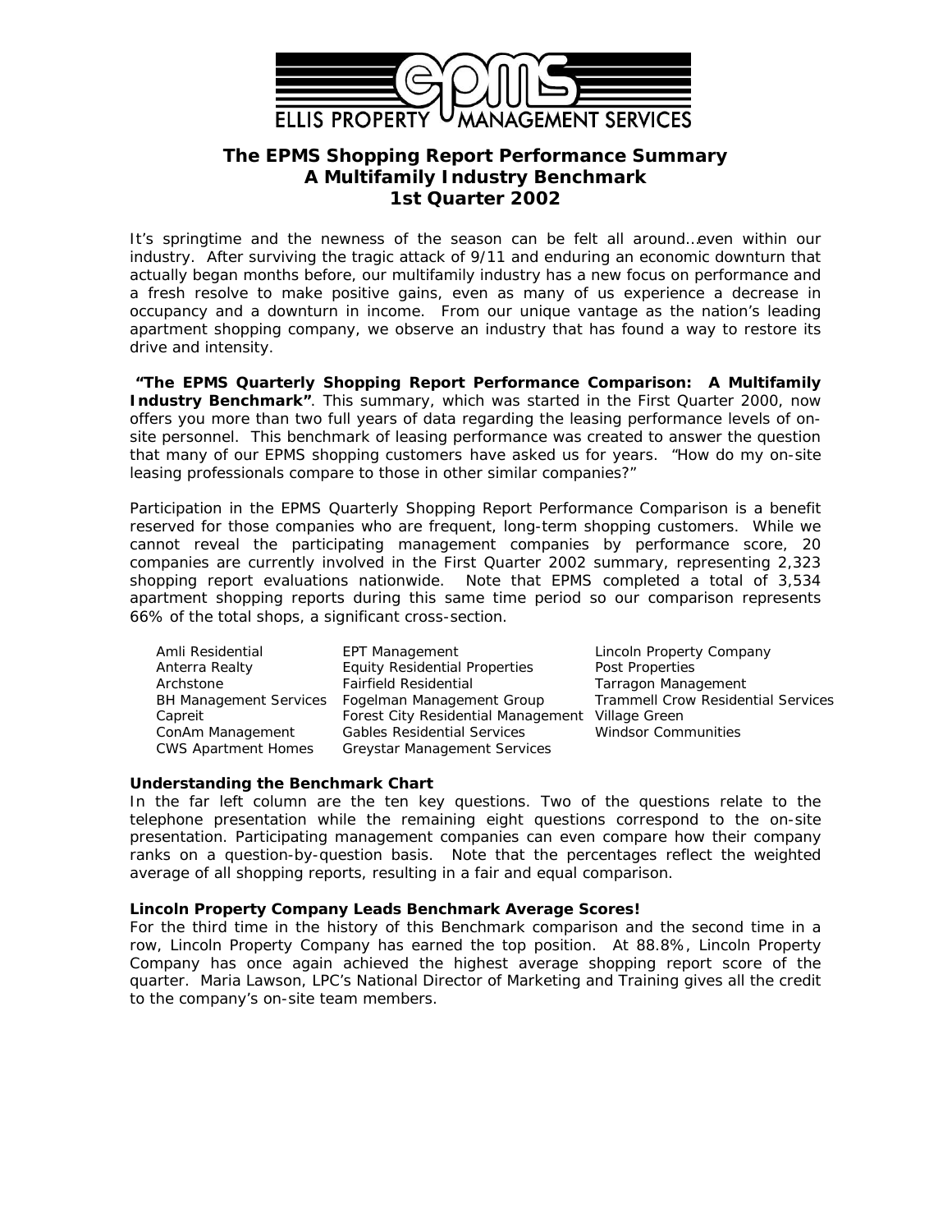ELLIS PROPERTY MANAGEMENT SERVICES

# The EPMS Shopping Report Performance Summary
## A Multifamily Industry Benchmark
## 1st Quarter 2002

It's springtime and the newness of the season can be felt all around…even within our industry. After surviving the tragic attack of 9/11 and enduring an economic downturn that actually began months before, our multifamily industry has a new focus on performance and a fresh resolve to make positive gains, even as many of us experience a decrease in occupancy and a downturn in income. From our unique vantage as the nation's leading apartment shopping company, we observe an industry that has found a way to restore its drive and intensity.

**"The EPMS Quarterly Shopping Report Performance Comparison: A Multifamily Industry Benchmark"**. This summary, which was started in the First Quarter 2000, now offers you more than two full years of data regarding the leasing performance levels of on-site personnel. This benchmark of leasing performance was created to answer the question that many of our EPMS shopping customers have asked us for years. "How do my on-site leasing professionals compare to those in other similar companies?"

Participation in the EPMS Quarterly Shopping Report Performance Comparison is a benefit reserved for those companies who are frequent, long-term shopping customers. While we cannot reveal the participating management companies by performance score, 20 companies are currently involved in the First Quarter 2002 summary, representing 2,323 shopping report evaluations nationwide. Note that EPMS completed a total of 3,534 apartment shopping reports during this same time period so our comparison represents 66% of the total shops, a significant cross-section.

- Amli Residential
- Anterra Realty
- Archstone
- BH Management Services
- Capreit
- ConAm Management
- CWS Apartment Homes
- EPT Management
- Equity Residential Properties
- Fairfield Residential
- Fogelman Management Group
- Forest City Residential Management
- Gables Residential Services
- Greystar Management Services
- Lincoln Property Company
- Post Properties
- Tarragon Management
- Trammell Crow Residential Services
- Village Green
- Windsor Communities

### Understanding the Benchmark Chart

In the far left column are the ten key questions. Two of the questions relate to the telephone presentation while the remaining eight questions correspond to the on-site presentation. Participating management companies can even compare how their company ranks on a question-by-question basis. Note that the percentages reflect the weighted average of all shopping reports, resulting in a fair and equal comparison.

### Lincoln Property Company Leads Benchmark Average Scores!

For the third time in the history of this Benchmark comparison and the second time in a row, Lincoln Property Company has earned the top position. At 88.8%, Lincoln Property Company has once again achieved the highest average shopping report score of the quarter. Maria Lawson, LPC's National Director of Marketing and Training gives all the credit to the company's on-site team members.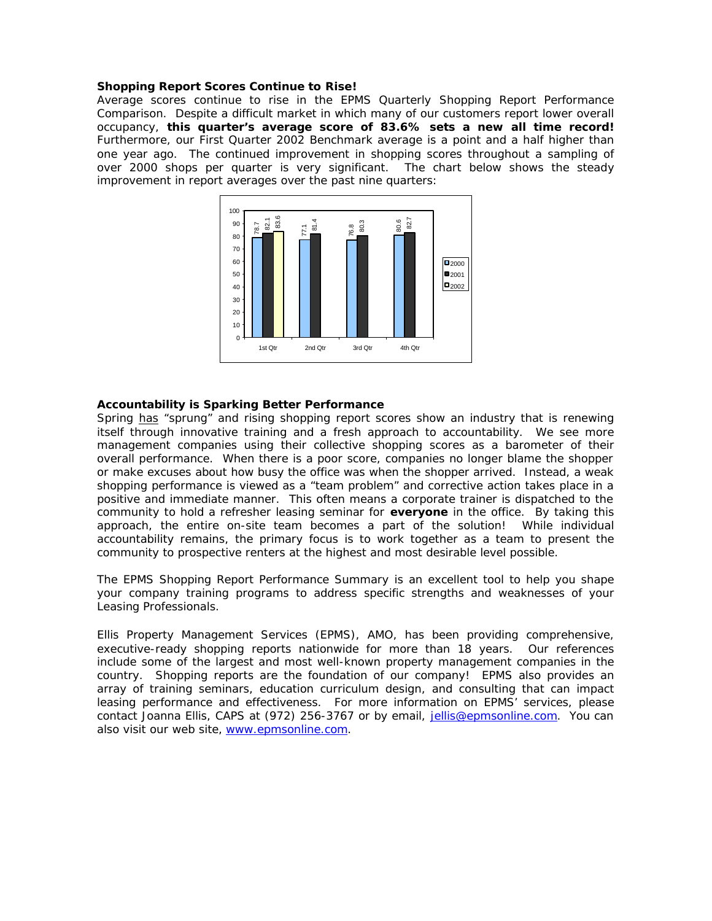**Shopping Report Scores Continue to Rise!**

Average scores continue to rise in the EPMS Quarterly Shopping Report Performance Comparison. Despite a difficult market in which many of our customers report lower overall occupancy, **this quarter's average score of 83.6% sets a new all time record!** Furthermore, our First Quarter 2002 Benchmark average is a point and a half higher than one year ago. The continued improvement in shopping scores throughout a sampling of over 2000 shops per quarter is very significant. The chart below shows the steady improvement in report averages over the past nine quarters:

| | 2000 | 2001 | 2002 |
|---|---|---|---|
| 1st Qtr | 78.7 | 82.1 | 83.6 |
| 2nd Qtr | 77.1 | 81.4 | |
| 3rd Qtr | 76.8 | 80.3 | |
| 4th Qtr | 80.6 | 82.7 | |

**Accountability is Sparking Better Performance**

Spring has "sprung" and rising shopping report scores show an industry that is renewing itself through innovative training and a fresh approach to accountability. We see more management companies using their collective shopping scores as a barometer of their overall performance. When there is a poor score, companies no longer blame the shopper or make excuses about how busy the office was when the shopper arrived. Instead, a weak shopping performance is viewed as a "team problem" and corrective action takes place in a positive and immediate manner. This often means a corporate trainer is dispatched to the community to hold a refresher leasing seminar for **everyone** in the office. By taking this approach, the entire on-site team becomes a part of the solution! While individual accountability remains, the primary focus is to work together as a team to present the community to prospective renters at the highest and most desirable level possible.

The EPMS Shopping Report Performance Summary is an excellent tool to help you shape your company training programs to address specific strengths and weaknesses of your Leasing Professionals.

Ellis Property Management Services (EPMS), AMO, has been providing comprehensive, executive-ready shopping reports nationwide for more than 18 years. Our references include some of the largest and most well-known property management companies in the country. Shopping reports are the foundation of our company! EPMS also provides an array of training seminars, education curriculum design, and consulting that can impact leasing performance and effectiveness. For more information on EPMS' services, please contact Joanna Ellis, CAPS at (972) 256-3767 or by email, jellis@epmsonline.com. You can also visit our web site, www.epmsonline.com.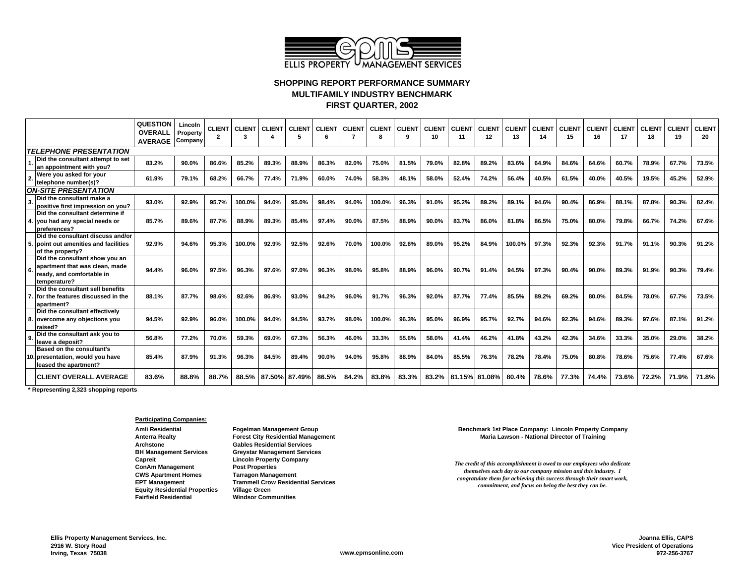ELLIS PROPERTY MANAGEMENT SERVICES

## SHOPPING REPORT PERFORMANCE SUMMARY
## MULTIFAMILY INDUSTRY BENCHMARK
## FIRST QUARTER, 2002

| | | QUESTION OVERALL AVERAGE | Lincoln Property Company | CLIENT 2 | CLIENT 3 | CLIENT 4 | CLIENT 5 | CLIENT 6 | CLIENT 7 | CLIENT 8 | CLIENT 9 | CLIENT 10 | CLIENT 11 | CLIENT 12 | CLIENT 13 | CLIENT 14 | CLIENT 15 | CLIENT 16 | CLIENT 17 | CLIENT 18 | CLIENT 19 | CLIENT 20 |
|---|---|---|---|---|---|---|---|---|---|---|---|---|---|---|---|---|---|---|---|---|---|---|
| | ***TELEPHONE PRESENTATION*** | | | | | | | | | | | | | | | | | | | | | |
| 1. | Did the consultant attempt to set an appointment with you? | 83.2% | 90.0% | 86.6% | 85.2% | 89.3% | 88.9% | 86.3% | 82.0% | 75.0% | 81.5% | 79.0% | 82.8% | 89.2% | 83.6% | 64.9% | 84.6% | 64.6% | 60.7% | 78.9% | 67.7% | 73.5% |
| 2. | Were you asked for your telephone number(s)? | 61.9% | 79.1% | 68.2% | 66.7% | 77.4% | 71.9% | 60.0% | 74.0% | 58.3% | 48.1% | 58.0% | 52.4% | 74.2% | 56.4% | 40.5% | 61.5% | 40.0% | 40.5% | 19.5% | 45.2% | 52.9% |
| | ***ON-SITE PRESENTATION*** | | | | | | | | | | | | | | | | | | | | | |
| 3. | Did the consultant make a positive first impression on you? | 93.0% | 92.9% | 95.7% | 100.0% | 94.0% | 95.0% | 98.4% | 94.0% | 100.0% | 96.3% | 91.0% | 95.2% | 89.2% | 89.1% | 94.6% | 90.4% | 86.9% | 88.1% | 87.8% | 90.3% | 82.4% |
| 4. | Did the consultant determine if you had any special needs or preferences? | 85.7% | 89.6% | 87.7% | 88.9% | 89.3% | 85.4% | 97.4% | 90.0% | 87.5% | 88.9% | 90.0% | 83.7% | 86.0% | 81.8% | 86.5% | 75.0% | 80.0% | 79.8% | 66.7% | 74.2% | 67.6% |
| 5. | Did the consultant discuss and/or point out amenities and facilities of the property? | 92.9% | 94.6% | 95.3% | 100.0% | 92.9% | 92.5% | 92.6% | 70.0% | 100.0% | 92.6% | 89.0% | 95.2% | 84.9% | 100.0% | 97.3% | 92.3% | 92.3% | 91.7% | 91.1% | 90.3% | 91.2% |
| 6. | Did the consultant show you an apartment that was clean, made ready, and comfortable in temperature? | 94.4% | 96.0% | 97.5% | 96.3% | 97.6% | 97.0% | 96.3% | 98.0% | 95.8% | 88.9% | 96.0% | 90.7% | 91.4% | 94.5% | 97.3% | 90.4% | 90.0% | 89.3% | 91.9% | 90.3% | 79.4% |
| 7. | Did the consultant sell benefits for the features discussed in the apartment? | 88.1% | 87.7% | 98.6% | 92.6% | 86.9% | 93.0% | 94.2% | 96.0% | 91.7% | 96.3% | 92.0% | 87.7% | 77.4% | 85.5% | 89.2% | 69.2% | 80.0% | 84.5% | 78.0% | 67.7% | 73.5% |
| 8. | Did the consultant effectively overcome any objections you raised? | 94.5% | 92.9% | 96.0% | 100.0% | 94.0% | 94.5% | 93.7% | 98.0% | 100.0% | 96.3% | 95.0% | 96.9% | 95.7% | 92.7% | 94.6% | 92.3% | 94.6% | 89.3% | 97.6% | 87.1% | 91.2% |
| 9. | Did the consultant ask you to leave a deposit? | 56.8% | 77.2% | 70.0% | 59.3% | 69.0% | 67.3% | 56.3% | 46.0% | 33.3% | 55.6% | 58.0% | 41.4% | 46.2% | 41.8% | 43.2% | 42.3% | 34.6% | 33.3% | 35.0% | 29.0% | 38.2% |
| 10. | Based on the consultant's presentation, would you have leased the apartment? | 85.4% | 87.9% | 91.3% | 96.3% | 84.5% | 89.4% | 90.0% | 94.0% | 95.8% | 88.9% | 84.0% | 85.5% | 76.3% | 78.2% | 78.4% | 75.0% | 80.8% | 78.6% | 75.6% | 77.4% | 67.6% |
| | **CLIENT OVERALL AVERAGE** | 83.6% | 88.8% | 88.7% | 88.5% | 87.50% | 87.49% | 86.5% | 84.2% | 83.8% | 83.3% | 83.2% | 81.15% | 81.08% | 80.4% | 78.6% | 77.3% | 74.4% | 73.6% | 72.2% | 71.9% | 71.8% |

\* Representing 2,323 shopping reports

**Participating Companies:**

Amli Residential
Anterra Realty
Archstone
BH Management Services
Capreit
ConAm Management
CWS Apartment Homes
EPT Management
Equity Residential Properties
Fairfield Residential
Fogelman Management Group
Forest City Residential Management
Gables Residential Services
Greystar Management Services
Lincoln Property Company
Post Properties
Tarragon Management
Trammell Crow Residential Services
Village Green
Windsor Communities

**Benchmark 1st Place Company: Lincoln Property Company**
**Maria Lawson - National Director of Training**

*The credit of this accomplishment is owed to our employees who dedicate themselves each day to our company mission and this industry. I congratulate them for achieving this success through their smart work, commitment, and focus on being the best they can be.*

Ellis Property Management Services, Inc.
2916 W. Story Road
Irving, Texas 75038

www.epmsonline.com

Joanna Ellis, CAPS
Vice President of Operations
972-256-3767